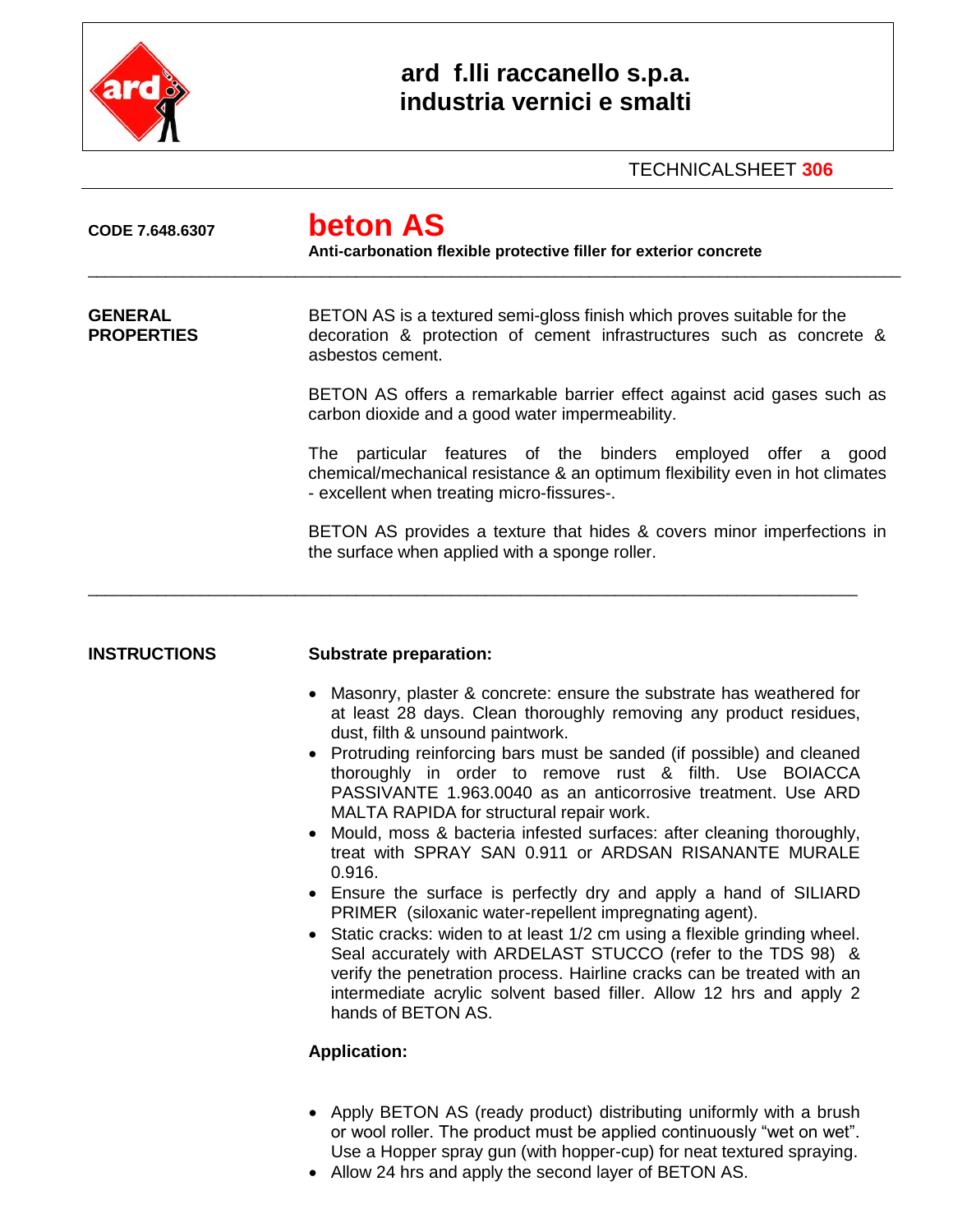**ard f.lli raccanello s.p.a.**
**industria vernici e smalti**

TECHNICALSHEET **306**

**CODE 7.648.6307**

# beton AS

**Anti-carbonation flexible protective filler for exterior concrete**

---

## GENERAL PROPERTIES

BETON AS is a textured semi-gloss finish which proves suitable for the decoration & protection of cement infrastructures such as concrete & asbestos cement.

BETON AS offers a remarkable barrier effect against acid gases such as carbon dioxide and a good water impermeability.

The particular features of the binders employed offer a good chemical/mechanical resistance & an optimum flexibility even in hot climates - excellent when treating micro-fissures-.

BETON AS provides a texture that hides & covers minor imperfections in the surface when applied with a sponge roller.

---

## INSTRUCTIONS

**Substrate preparation:**

- Masonry, plaster & concrete: ensure the substrate has weathered for at least 28 days. Clean thoroughly removing any product residues, dust, filth & unsound paintwork.
- Protruding reinforcing bars must be sanded (if possible) and cleaned thoroughly in order to remove rust & filth. Use BOIACCA PASSIVANTE 1.963.0040 as an anticorrosive treatment. Use ARD MALTA RAPIDA for structural repair work.
- Mould, moss & bacteria infested surfaces: after cleaning thoroughly, treat with SPRAY SAN 0.911 or ARDSAN RISANANTE MURALE 0.916.
- Ensure the surface is perfectly dry and apply a hand of SILIARD PRIMER (siloxanic water-repellent impregnating agent).
- Static cracks: widen to at least 1/2 cm using a flexible grinding wheel. Seal accurately with ARDELAST STUCCO (refer to the TDS 98) & verify the penetration process. Hairline cracks can be treated with an intermediate acrylic solvent based filler. Allow 12 hrs and apply 2 hands of BETON AS.

**Application:**

- Apply BETON AS (ready product) distributing uniformly with a brush or wool roller. The product must be applied continuously "wet on wet". Use a Hopper spray gun (with hopper-cup) for neat textured spraying.
- Allow 24 hrs and apply the second layer of BETON AS.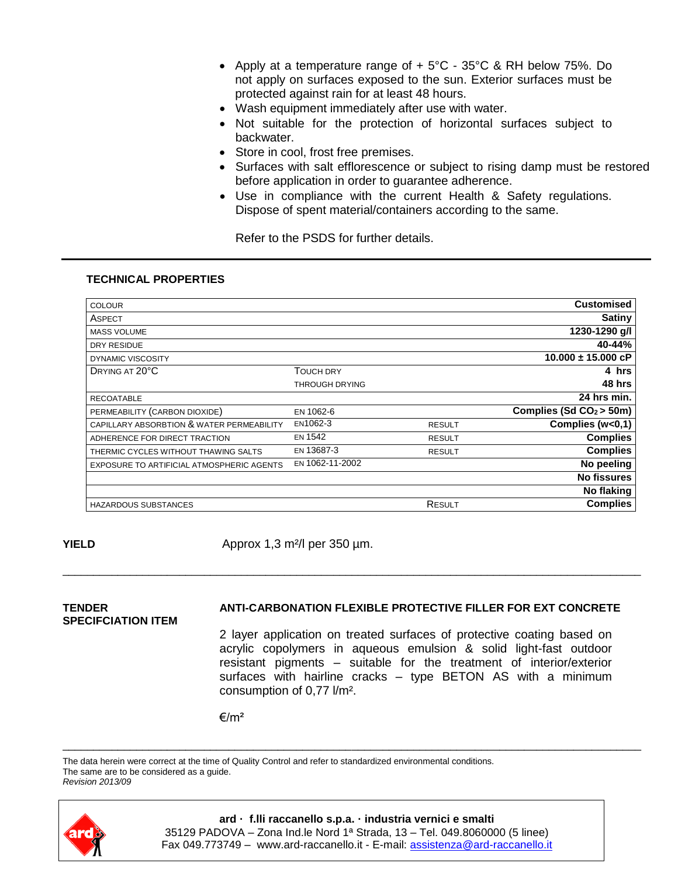- Apply at a temperature range of + 5°C - 35°C & RH below 75%. Do not apply on surfaces exposed to the sun. Exterior surfaces must be protected against rain for at least 48 hours.
- Wash equipment immediately after use with water.
- Not suitable for the protection of horizontal surfaces subject to backwater.
- Store in cool, frost free premises.
- Surfaces with salt efflorescence or subject to rising damp must be restored before application in order to guarantee adherence.
- Use in compliance with the current Health & Safety regulations. Dispose of spent material/containers according to the same.

Refer to the PSDS for further details.

---

## TECHNICAL PROPERTIES

| | | | |
|---|---|---|---|
| COLOUR | | | **Customised** |
| ASPECT | | | **Satiny** |
| MASS VOLUME | | | **1230-1290 g/l** |
| DRY RESIDUE | | | **40-44%** |
| DYNAMIC VISCOSITY | | | **10.000 ± 15.000 cP** |
| DRYING AT 20°C | TOUCH DRY | | **4 hrs** |
| | THROUGH DRYING | | **48 hrs** |
| RECOATABLE | | | **24 hrs min.** |
| PERMEABILITY (CARBON DIOXIDE) | EN 1062-6 | | **Complies (Sd $CO_2$ > 50m)** |
| CAPILLARY ABSORBTION & WATER PERMEABILITY | EN1062-3 | RESULT | **Complies (w<0,1)** |
| ADHERENCE FOR DIRECT TRACTION | EN 1542 | RESULT | **Complies** |
| THERMIC CYCLES WITHOUT THAWING SALTS | EN 13687-3 | RESULT | **Complies** |
| EXPOSURE TO ARTIFICIAL ATMOSPHERIC AGENTS | EN 1062-11-2002 | | **No peeling** |
| | | | **No fissures** |
| | | | **No flaking** |
| HAZARDOUS SUBSTANCES | | RESULT | **Complies** |

**YIELD** Approx 1,3 m²/l per 350 µm.

---

**TENDER SPECFICIATION ITEM**

**ANTI-CARBONATION FLEXIBLE PROTECTIVE FILLER FOR EXT CONCRETE**

2 layer application on treated surfaces of protective coating based on acrylic copolymers in aqueous emulsion & solid light-fast outdoor resistant pigments – suitable for the treatment of interior/exterior surfaces with hairline cracks – type BETON AS with a minimum consumption of 0,77 l/m².

€/m²

---

The data herein were correct at the time of Quality Control and refer to standardized environmental conditions.
The same are to be considered as a guide.
*Revision 2013/09*

**ard · f.lli raccanello s.p.a. · industria vernici e smalti**
35129 PADOVA – Zona Ind.le Nord 1ª Strada, 13 – Tel. 049.8060000 (5 linee)
Fax 049.773749 – www.ard-raccanello.it - E-mail: assistenza@ard-raccanello.it